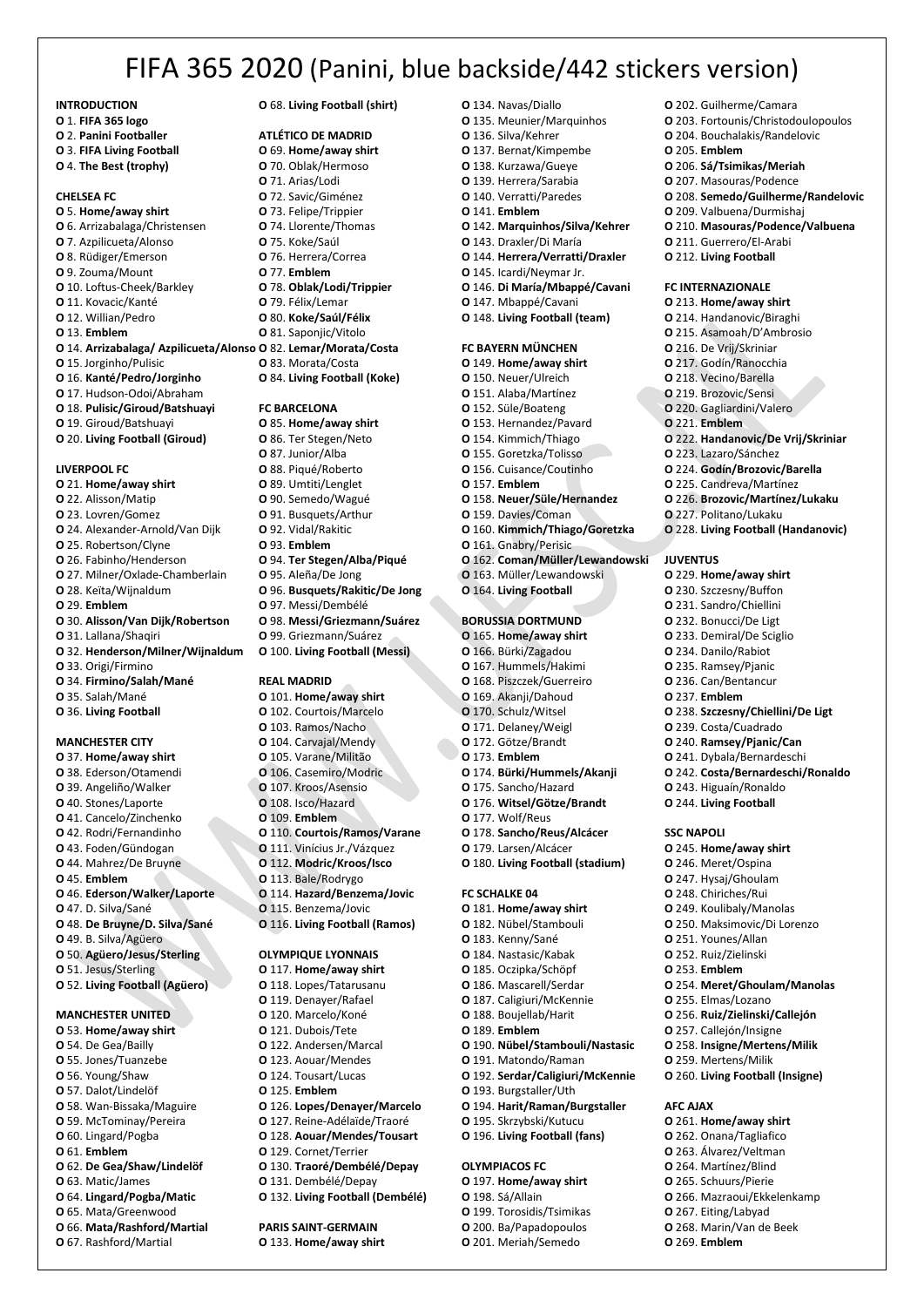# FIFA 365 2020 (Panini, blue backside/442 stickers version)

**INTRODUCTION**

O 1. **FIFA 365 logo**
O 2. **Panini Footballer**
O 3. **FIFA Living Football**
O 4. **The Best (trophy)**

**CHELSEA FC**

O 5. **Home/away shirt**
O 6. Arrizabalaga/Christensen
O 7. Azpilicueta/Alonso
O 8. Rüdiger/Emerson
O 9. Zouma/Mount
O 10. Loftus-Cheek/Barkley
O 11. Kovacic/Kanté
O 12. Willian/Pedro
O 13. **Emblem**
O 14. **Arrizabalaga/ Azpilicueta/Alonso**
O 15. Jorginho/Pulisic
O 16. **Kanté/Pedro/Jorginho**
O 17. Hudson-Odoi/Abraham
O 18. **Pulisic/Giroud/Batshuayi**
O 19. Giroud/Batshuayi
O 20. **Living Football (Giroud)**

**LIVERPOOL FC**

O 21. **Home/away shirt**
O 22. Alisson/Matip
O 23. Lovren/Gomez
O 24. Alexander-Arnold/Van Dijk
O 25. Robertson/Clyne
O 26. Fabinho/Henderson
O 27. Milner/Oxlade-Chamberlain
O 28. Keïta/Wijnaldum
O 29. **Emblem**
O 30. **Alisson/Van Dijk/Robertson**
O 31. Lallana/Shaqiri
O 32. **Henderson/Milner/Wijnaldum**
O 33. Origi/Firmino
O 34. **Firmino/Salah/Mané**
O 35. Salah/Mané
O 36. **Living Football**

**MANCHESTER CITY**

O 37. **Home/away shirt**
O 38. Ederson/Otamendi
O 39. Angeliño/Walker
O 40. Stones/Laporte
O 41. Cancelo/Zinchenko
O 42. Rodri/Fernandinho
O 43. Foden/Gündogan
O 44. Mahrez/De Bruyne
O 45. **Emblem**
O 46. **Ederson/Walker/Laporte**
O 47. D. Silva/Sané
O 48. **De Bruyne/D. Silva/Sané**
O 49. B. Silva/Agüero
O 50. **Agüero/Jesus/Sterling**
O 51. Jesus/Sterling
O 52. **Living Football (Agüero)**

**MANCHESTER UNITED**

O 53. **Home/away shirt**
O 54. De Gea/Bailly
O 55. Jones/Tuanzebe
O 56. Young/Shaw
O 57. Dalot/Lindelöf
O 58. Wan-Bissaka/Maguire
O 59. McTominay/Pereira
O 60. Lingard/Pogba
O 61. **Emblem**
O 62. **De Gea/Shaw/Lindelöf**
O 63. Matic/James
O 64. **Lingard/Pogba/Matic**
O 65. Mata/Greenwood
O 66. **Mata/Rashford/Martial**
O 67. Rashford/Martial
O 68. **Living Football (shirt)**

**ATLÉTICO DE MADRID**

O 69. **Home/away shirt**
O 70. Oblak/Hermoso
O 71. Arias/Lodi
O 72. Savic/Giménez
O 73. Felipe/Trippier
O 74. Llorente/Thomas
O 75. Koke/Saúl
O 76. Herrera/Correa
O 77. **Emblem**
O 78. **Oblak/Lodi/Trippier**
O 79. Félix/Lemar
O 80. **Koke/Saúl/Félix**
O 81. Saponjic/Vitolo
O 82. **Lemar/Morata/Costa**
O 83. Morata/Costa
O 84. **Living Football (Koke)**

**FC BARCELONA**

O 85. **Home/away shirt**
O 86. Ter Stegen/Neto
O 87. Junior/Alba
O 88. Piqué/Roberto
O 89. Umtiti/Lenglet
O 90. Semedo/Wagué
O 91. Busquets/Arthur
O 92. Vidal/Rakitic
O 93. **Emblem**
O 94. **Ter Stegen/Alba/Piqué**
O 95. Aleña/De Jong
O 96. **Busquets/Rakitic/De Jong**
O 97. Messi/Dembélé
O 98. **Messi/Griezmann/Suárez**
O 99. Griezmann/Suárez
O 100. **Living Football (Messi)**

**REAL MADRID**

O 101. **Home/away shirt**
O 102. Courtois/Marcelo
O 103. Ramos/Nacho
O 104. Carvajal/Mendy
O 105. Varane/Militão
O 106. Casemiro/Modric
O 107. Kroos/Asensio
O 108. Isco/Hazard
O 109. **Emblem**
O 110. **Courtois/Ramos/Varane**
O 111. Vinícius Jr./Vázquez
O 112. **Modric/Kroos/Isco**
O 113. Bale/Rodrygo
O 114. **Hazard/Benzema/Jovic**
O 115. Benzema/Jovic
O 116. **Living Football (Ramos)**

**OLYMPIQUE LYONNAIS**

O 117. **Home/away shirt**
O 118. Lopes/Tatarusanu
O 119. Denayer/Rafael
O 120. Marcelo/Koné
O 121. Dubois/Tete
O 122. Andersen/Marcal
O 123. Aouar/Mendes
O 124. Tousart/Lucas
O 125. **Emblem**
O 126. **Lopes/Denayer/Marcelo**
O 127. Reine-Adélaïde/Traoré
O 128. **Aouar/Mendes/Tousart**
O 129. Cornet/Terrier
O 130. **Traoré/Dembélé/Depay**
O 131. Dembélé/Depay
O 132. **Living Football (Dembélé)**

**PARIS SAINT-GERMAIN**

O 133. **Home/away shirt**
O 134. Navas/Diallo
O 135. Meunier/Marquinhos
O 136. Silva/Kehrer
O 137. Bernat/Kimpembe
O 138. Kurzawa/Gueye
O 139. Herrera/Sarabia
O 140. Verratti/Paredes
O 141. **Emblem**
O 142. **Marquinhos/Silva/Kehrer**
O 143. Draxler/Di María
O 144. **Herrera/Verratti/Draxler**
O 145. Icardi/Neymar Jr.
O 146. **Di María/Mbappé/Cavani**
O 147. Mbappé/Cavani
O 148. **Living Football (team)**

**FC BAYERN MÜNCHEN**

O 149. **Home/away shirt**
O 150. Neuer/Ulreich
O 151. Alaba/Martínez
O 152. Süle/Boateng
O 153. Hernandez/Pavard
O 154. Kimmich/Thiago
O 155. Goretzka/Tolisso
O 156. Cuisance/Coutinho
O 157. **Emblem**
O 158. **Neuer/Süle/Hernandez**
O 159. Davies/Coman
O 160. **Kimmich/Thiago/Goretzka**
O 161. Gnabry/Perisic
O 162. **Coman/Müller/Lewandowski**
O 163. Müller/Lewandowski
O 164. **Living Football**

**BORUSSIA DORTMUND**

O 165. **Home/away shirt**
O 166. Bürki/Zagadou
O 167. Hummels/Hakimi
O 168. Piszczek/Guerreiro
O 169. Akanji/Dahoud
O 170. Schulz/Witsel
O 171. Delaney/Weigl
O 172. Götze/Brandt
O 173. **Emblem**
O 174. **Bürki/Hummels/Akanji**
O 175. Sancho/Hazard
O 176. **Witsel/Götze/Brandt**
O 177. Wolf/Reus
O 178. **Sancho/Reus/Alcácer**
O 179. Larsen/Alcácer
O 180. **Living Football (stadium)**

**FC SCHALKE 04**

O 181. **Home/away shirt**
O 182. Nübel/Stambouli
O 183. Kenny/Sané
O 184. Nastasic/Kabak
O 185. Oczipka/Schöpf
O 186. Mascarell/Serdar
O 187. Caligiuri/McKennie
O 188. Boujellab/Harit
O 189. **Emblem**
O 190. **Nübel/Stambouli/Nastasic**
O 191. Matondo/Raman
O 192. **Serdar/Caligiuri/McKennie**
O 193. Burgstaller/Uth
O 194. **Harit/Raman/Burgstaller**
O 195. Skrzybski/Kutucu
O 196. **Living Football (fans)**

**OLYMPIACOS FC**

O 197. **Home/away shirt**
O 198. Sá/Allain
O 199. Torosidis/Tsimikas
O 200. Ba/Papadopoulos
O 201. Meriah/Semedo
O 202. Guilherme/Camara
O 203. Fortounis/Christodoulopoulos
O 204. Bouchalakis/Randelovic
O 205. **Emblem**
O 206. **Sá/Tsimikas/Meriah**
O 207. Masouras/Podence
O 208. **Semedo/Guilherme/Randelovic**
O 209. Valbuena/Durmishaj
O 210. **Masouras/Podence/Valbuena**
O 211. Guerrero/El-Arabi
O 212. **Living Football**

**FC INTERNAZIONALE**

O 213. **Home/away shirt**
O 214. Handanovic/Biraghi
O 215. Asamoah/D'Ambrosio
O 216. De Vrij/Skriniar
O 217. Godín/Ranocchia
O 218. Vecino/Barella
O 219. Brozovic/Sensi
O 220. Gagliardini/Valero
O 221. **Emblem**
O 222. **Handanovic/De Vrij/Skriniar**
O 223. Lazaro/Sánchez
O 224. **Godín/Brozovic/Barella**
O 225. Candreva/Martínez
O 226. **Brozovic/Martínez/Lukaku**
O 227. Politano/Lukaku
O 228. **Living Football (Handanovic)**

**JUVENTUS**

O 229. **Home/away shirt**
O 230. Szczesny/Buffon
O 231. Sandro/Chiellini
O 232. Bonucci/De Ligt
O 233. Demiral/De Sciglio
O 234. Danilo/Rabiot
O 235. Ramsey/Pjanic
O 236. Can/Bentancur
O 237. **Emblem**
O 238. **Szczesny/Chiellini/De Ligt**
O 239. Costa/Cuadrado
O 240. **Ramsey/Pjanic/Can**
O 241. Dybala/Bernardeschi
O 242. **Costa/Bernardeschi/Ronaldo**
O 243. Higuaín/Ronaldo
O 244. **Living Football**

**SSC NAPOLI**

O 245. **Home/away shirt**
O 246. Meret/Ospina
O 247. Hysaj/Ghoulam
O 248. Chiriches/Rui
O 249. Koulibaly/Manolas
O 250. Maksimovic/Di Lorenzo
O 251. Younes/Allan
O 252. Ruiz/Zielinski
O 253. **Emblem**
O 254. **Meret/Ghoulam/Manolas**
O 255. Elmas/Lozano
O 256. **Ruiz/Zielinski/Callejón**
O 257. Callejón/Insigne
O 258. **Insigne/Mertens/Milik**
O 259. Mertens/Milik
O 260. **Living Football (Insigne)**

**AFC AJAX**

O 261. **Home/away shirt**
O 262. Onana/Tagliafico
O 263. Álvarez/Veltman
O 264. Martínez/Blind
O 265. Schuurs/Pierie
O 266. Mazraoui/Ekkelenkamp
O 267. Eiting/Labyad
O 268. Marin/Van de Beek
O 269. **Emblem**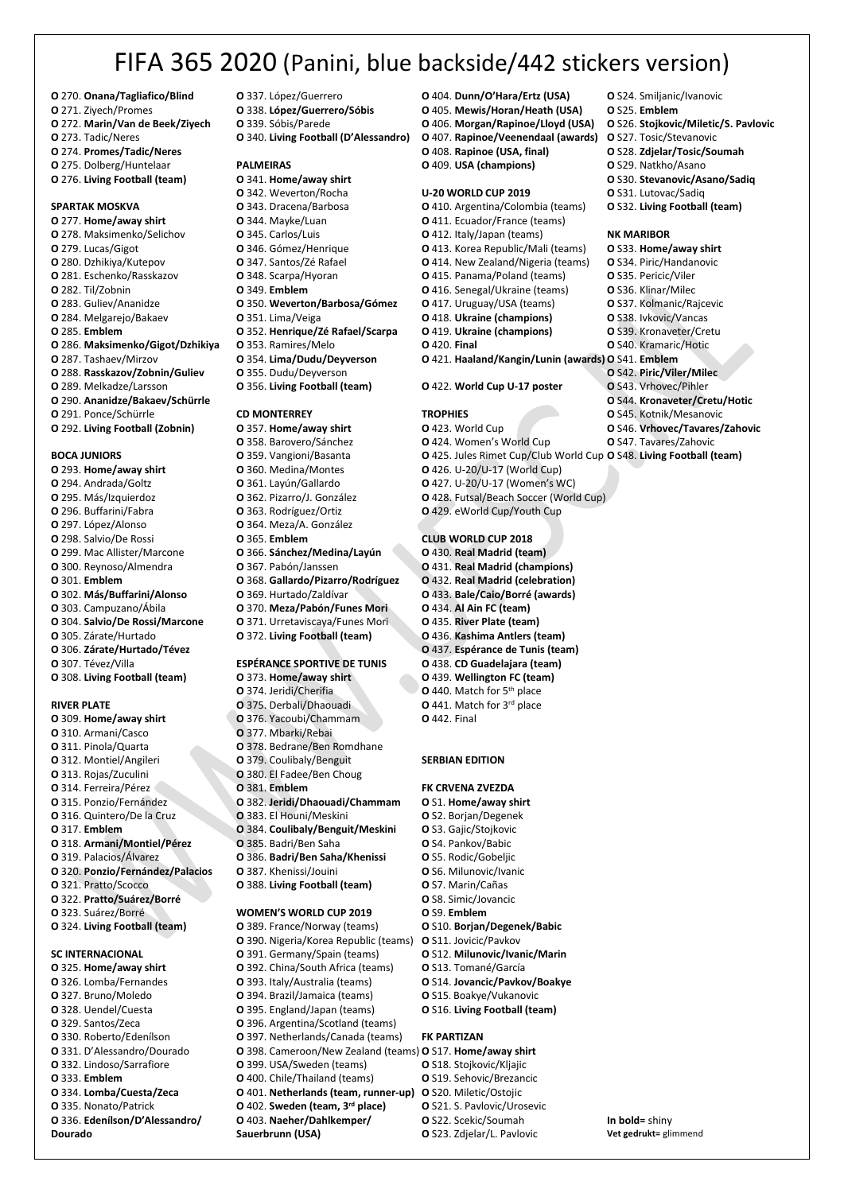# FIFA 365 2020 (Panini, blue backside/442 stickers version)

O 270. **Onana/Tagliafico/Blind**
O 271. Ziyech/Promes
O 272. **Marin/Van de Beek/Ziyech**
O 273. Tadic/Neres
O 274. **Promes/Tadic/Neres**
O 275. Dolberg/Huntelaar
O 276. **Living Football (team)**

**SPARTAK MOSKVA**
O 277. **Home/away shirt**
O 278. Maksimenko/Selichov
O 279. Lucas/Gigot
O 280. Dzhikiya/Kutepov
O 281. Eschenko/Rasskazov
O 282. Til/Zobnin
O 283. Guliev/Ananidze
O 284. Melgarejo/Bakaev
O 285. **Emblem**
O 286. **Maksimenko/Gigot/Dzhikiya**
O 287. Tashaev/Mirzov
O 288. **Rasskazov/Zobnin/Guliev**
O 289. Melkadze/Larsson
O 290. **Ananidze/Bakaev/Schürrle**
O 291. Ponce/Schürrle
O 292. **Living Football (Zobnin)**

**BOCA JUNIORS**
O 293. **Home/away shirt**
O 294. Andrada/Goltz
O 295. Más/Izquierdoz
O 296. Buffarini/Fabra
O 297. López/Alonso
O 298. Salvio/De Rossi
O 299. Mac Allister/Marcone
O 300. Reynoso/Almendra
O 301. **Emblem**
O 302. **Más/Buffarini/Alonso**
O 303. Campuzano/Ábila
O 304. **Salvio/De Rossi/Marcone**
O 305. Zárate/Hurtado
O 306. **Zárate/Hurtado/Tévez**
O 307. Tévez/Villa
O 308. **Living Football (team)**

**RIVER PLATE**
O 309. **Home/away shirt**
O 310. Armani/Casco
O 311. Pinola/Quarta
O 312. Montiel/Angileri
O 313. Rojas/Zuculini
O 314. Ferreira/Pérez
O 315. Ponzio/Fernández
O 316. Quintero/De la Cruz
O 317. **Emblem**
O 318. **Armani/Montiel/Pérez**
O 319. Palacios/Álvarez
O 320. **Ponzio/Fernández/Palacios**
O 321. Pratto/Scocco
O 322. **Pratto/Suárez/Borré**
O 323. Suárez/Borré
O 324. **Living Football (team)**

**SC INTERNACIONAL**
O 325. **Home/away shirt**
O 326. Lomba/Fernandes
O 327. Bruno/Moledo
O 328. Uendel/Cuesta
O 329. Santos/Zeca
O 330. Roberto/Edenílson
O 331. D'Alessandro/Dourado
O 332. Lindoso/Sarrafiore
O 333. **Emblem**
O 334. **Lomba/Cuesta/Zeca**
O 335. Nonato/Patrick
O 336. **Edenílson/D'Alessandro/ Dourado**
O 337. López/Guerrero
O 338. **López/Guerrero/Sóbis**
O 339. Sóbis/Parede
O 340. **Living Football (D'Alessandro)**

**PALMEIRAS**
O 341. **Home/away shirt**
O 342. Weverton/Rocha
O 343. Dracena/Barbosa
O 344. Mayke/Luan
O 345. Carlos/Luis
O 346. Gómez/Henrique
O 347. Santos/Zé Rafael
O 348. Scarpa/Hyoran
O 349. **Emblem**
O 350. **Weverton/Barbosa/Gómez**
O 351. Lima/Veiga
O 352. **Henrique/Zé Rafael/Scarpa**
O 353. Ramires/Melo
O 354. **Lima/Dudu/Deyverson**
O 355. Dudu/Deyverson
O 356. **Living Football (team)**

**CD MONTERREY**
O 357. **Home/away shirt**
O 358. Barovero/Sánchez
O 359. Vangioni/Basanta
O 360. Medina/Montes
O 361. Layún/Gallardo
O 362. Pizarro/J. González
O 363. Rodríguez/Ortiz
O 364. Meza/A. González
O 365. **Emblem**
O 366. **Sánchez/Medina/Layún**
O 367. Pabón/Janssen
O 368. **Gallardo/Pizarro/Rodríguez**
O 369. Hurtado/Zaldívar
O 370. **Meza/Pabón/Funes Mori**
O 371. Urretaviscaya/Funes Mori
O 372. **Living Football (team)**

**ESPÉRANCE SPORTIVE DE TUNIS**
O 373. **Home/away shirt**
O 374. Jeridi/Cherifia
O 375. Derbali/Dhaouadi
O 376. Yacoubi/Chammam
O 377. Mbarki/Rebai
O 378. Bedrane/Ben Romdhane
O 379. Coulibaly/Benguit
O 380. El Fadee/Ben Choug
O 381. **Emblem**
O 382. **Jeridi/Dhaouadi/Chammam**
O 383. El Houni/Meskini
O 384. **Coulibaly/Benguit/Meskini**
O 385. Badri/Ben Saha
O 386. **Badri/Ben Saha/Khenissi**
O 387. Khenissi/Jouini
O 388. **Living Football (team)**

**WOMEN'S WORLD CUP 2019**
O 389. France/Norway (teams)
O 390. Nigeria/Korea Republic (teams)
O 391. Germany/Spain (teams)
O 392. China/South Africa (teams)
O 393. Italy/Australia (teams)
O 394. Brazil/Jamaica (teams)
O 395. England/Japan (teams)
O 396. Argentina/Scotland (teams)
O 397. Netherlands/Canada (teams)
O 398. Cameroon/New Zealand (teams)
O 399. USA/Sweden (teams)
O 400. Chile/Thailand (teams)
O 401. **Netherlands (team, runner-up)**
O 402. **Sweden (team, 3rd place)**
O 403. **Naeher/Dahlkemper/ Sauerbrunn (USA)**
O 404. **Dunn/O'Hara/Ertz (USA)**
O 405. **Mewis/Horan/Heath (USA)**
O 406. **Morgan/Rapinoe/Lloyd (USA)**
O 407. **Rapinoe/Veenendaal (awards)**
O 408. **Rapinoe (USA, final)**
O 409. **USA (champions)**

**U-20 WORLD CUP 2019**
O 410. Argentina/Colombia (teams)
O 411. Ecuador/France (teams)
O 412. Italy/Japan (teams)
O 413. Korea Republic/Mali (teams)
O 414. New Zealand/Nigeria (teams)
O 415. Panama/Poland (teams)
O 416. Senegal/Ukraine (teams)
O 417. Uruguay/USA (teams)
O 418. **Ukraine (champions)**
O 419. **Ukraine (champions)**
O 420. **Final**
O 421. **Haaland/Kangin/Lunin (awards)**

O 422. **World Cup U-17 poster**

**TROPHIES**
O 423. World Cup
O 424. Women's World Cup
O 425. Jules Rimet Cup/Club World Cup
O 426. U-20/U-17 (World Cup)
O 427. U-20/U-17 (Women's WC)
O 428. Futsal/Beach Soccer (World Cup)
O 429. eWorld Cup/Youth Cup

**CLUB WORLD CUP 2018**
O 430. **Real Madrid (team)**
O 431. **Real Madrid (champions)**
O 432. **Real Madrid (celebration)**
O 433. **Bale/Caio/Borré (awards)**
O 434. **Al Ain FC (team)**
O 435. **River Plate (team)**
O 436. **Kashima Antlers (team)**
O 437. **Espérance de Tunis (team)**
O 438. **CD Guadelajara (team)**
O 439. **Wellington FC (team)**
O 440. Match for 5th place
O 441. Match for 3rd place
O 442. Final

**SERBIAN EDITION**

**FK CRVENA ZVEZDA**
O S1. **Home/away shirt**
O S2. Borjan/Degenek
O S3. Gajic/Stojkovic
O S4. Pankov/Babic
O S5. Rodic/Gobeljic
O S6. Milunovic/Ivanic
O S7. Marin/Cañas
O S8. Simic/Jovancic
O S9. **Emblem**
O S10. **Borjan/Degenek/Babic**
O S11. Jovicic/Pavkov
O S12. **Milunovic/Ivanic/Marin**
O S13. Tomané/García
O S14. **Jovancic/Pavkov/Boakye**
O S15. Boakye/Vukanovic
O S16. **Living Football (team)**

**FK PARTIZAN**
O S17. **Home/away shirt**
O S18. Stojkovic/Kljajic
O S19. Sehovic/Brezancic
O S20. Miletic/Ostojic
O S21. S. Pavlovic/Urosevic
O S22. Scekic/Soumah
O S23. Zdjelar/L. Pavlovic
O S24. Smiljanic/Ivanovic
O S25. **Emblem**
O S26. **Stojkovic/Miletic/S. Pavlovic**
O S27. Tosic/Stevanovic
O S28. **Zdjelar/Tosic/Soumah**
O S29. Natkho/Asano
O S30. **Stevanovic/Asano/Sadiq**
O S31. Lutovac/Sadiq
O S32. **Living Football (team)**

**NK MARIBOR**
O S33. **Home/away shirt**
O S34. Piric/Handanovic
O S35. Pericic/Viler
O S36. Klinar/Milec
O S37. Kolmanic/Rajcevic
O S38. Ivkovic/Vancas
O S39. Kronaveter/Cretu
O S40. Kramaric/Hotic
O S41. **Emblem**
O S42. **Piric/Viler/Milec**
O S43. Vrhovec/Pihler
O S44. **Kronaveter/Cretu/Hotic**
O S45. Kotnik/Mesanovic
O S46. **Vrhovec/Tavares/Zahovic**
O S47. Tavares/Zahovic
O S48. **Living Football (team)**

**In bold**= shiny
**Vet gedrukt**= glimmend